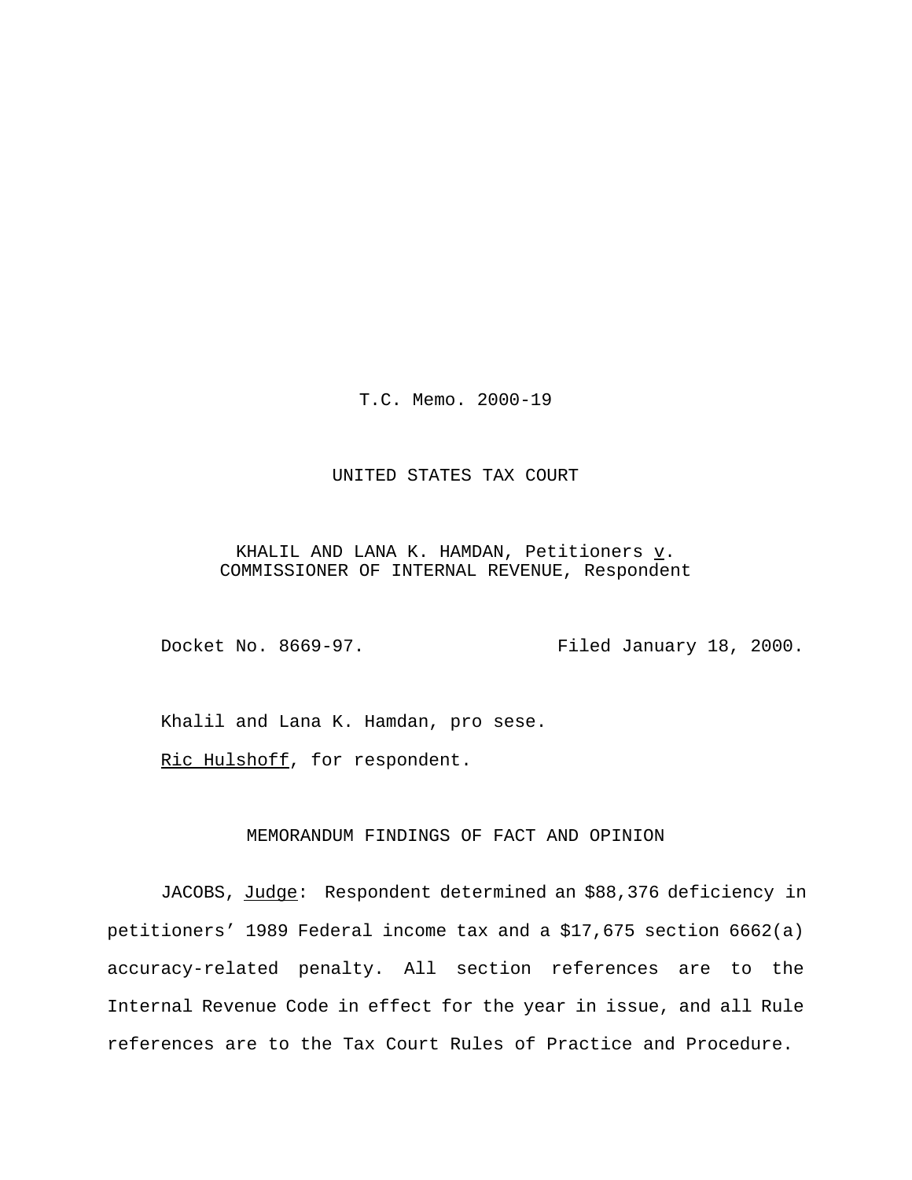T.C. Memo. 2000-19

UNITED STATES TAX COURT

KHALIL AND LANA K. HAMDAN, Petitioners *v*.
COMMISSIONER OF INTERNAL REVENUE, Respondent

Docket No. 8669-97. Filed January 18, 2000.

Khalil and Lana K. Hamdan, pro sese.

Ric Hulshoff, for respondent.

MEMORANDUM FINDINGS OF FACT AND OPINION

JACOBS, *Judge*: Respondent determined an $88,376 deficiency in petitioners' 1989 Federal income tax and a $17,675 section 6662(a) accuracy-related penalty. All section references are to the Internal Revenue Code in effect for the year in issue, and all Rule references are to the Tax Court Rules of Practice and Procedure.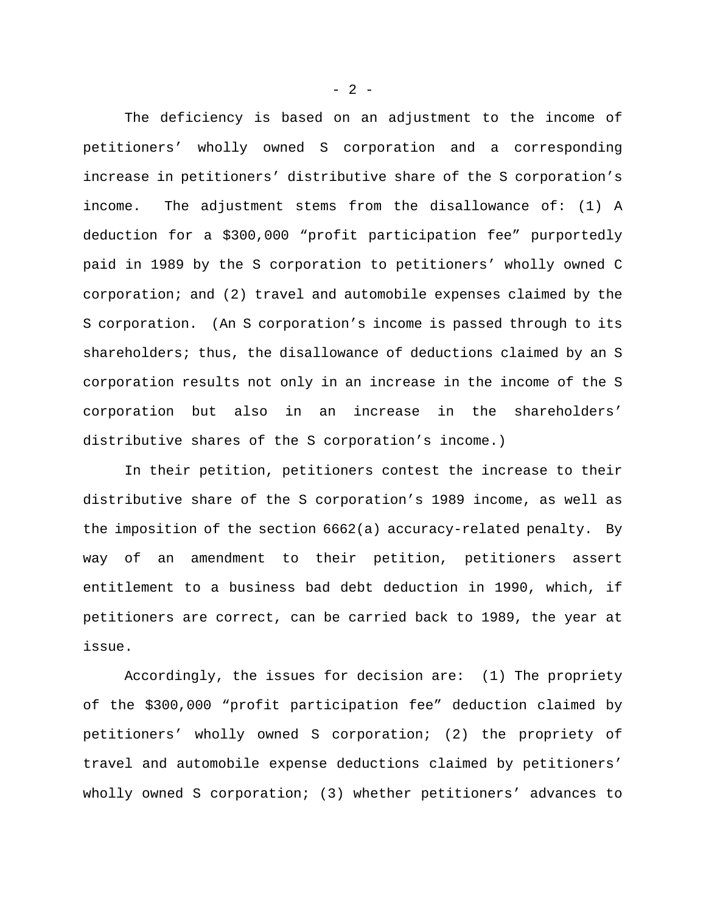The deficiency is based on an adjustment to the income of petitioners' wholly owned S corporation and a corresponding increase in petitioners' distributive share of the S corporation's income. The adjustment stems from the disallowance of: (1) A deduction for a $300,000 "profit participation fee" purportedly paid in 1989 by the S corporation to petitioners' wholly owned C corporation; and (2) travel and automobile expenses claimed by the S corporation. (An S corporation's income is passed through to its shareholders; thus, the disallowance of deductions claimed by an S corporation results not only in an increase in the income of the S corporation but also in an increase in the shareholders' distributive shares of the S corporation's income.)

In their petition, petitioners contest the increase to their distributive share of the S corporation's 1989 income, as well as the imposition of the section 6662(a) accuracy-related penalty. By way of an amendment to their petition, petitioners assert entitlement to a business bad debt deduction in 1990, which, if petitioners are correct, can be carried back to 1989, the year at issue.

Accordingly, the issues for decision are: (1) The propriety of the $300,000 "profit participation fee" deduction claimed by petitioners' wholly owned S corporation; (2) the propriety of travel and automobile expense deductions claimed by petitioners' wholly owned S corporation; (3) whether petitioners' advances to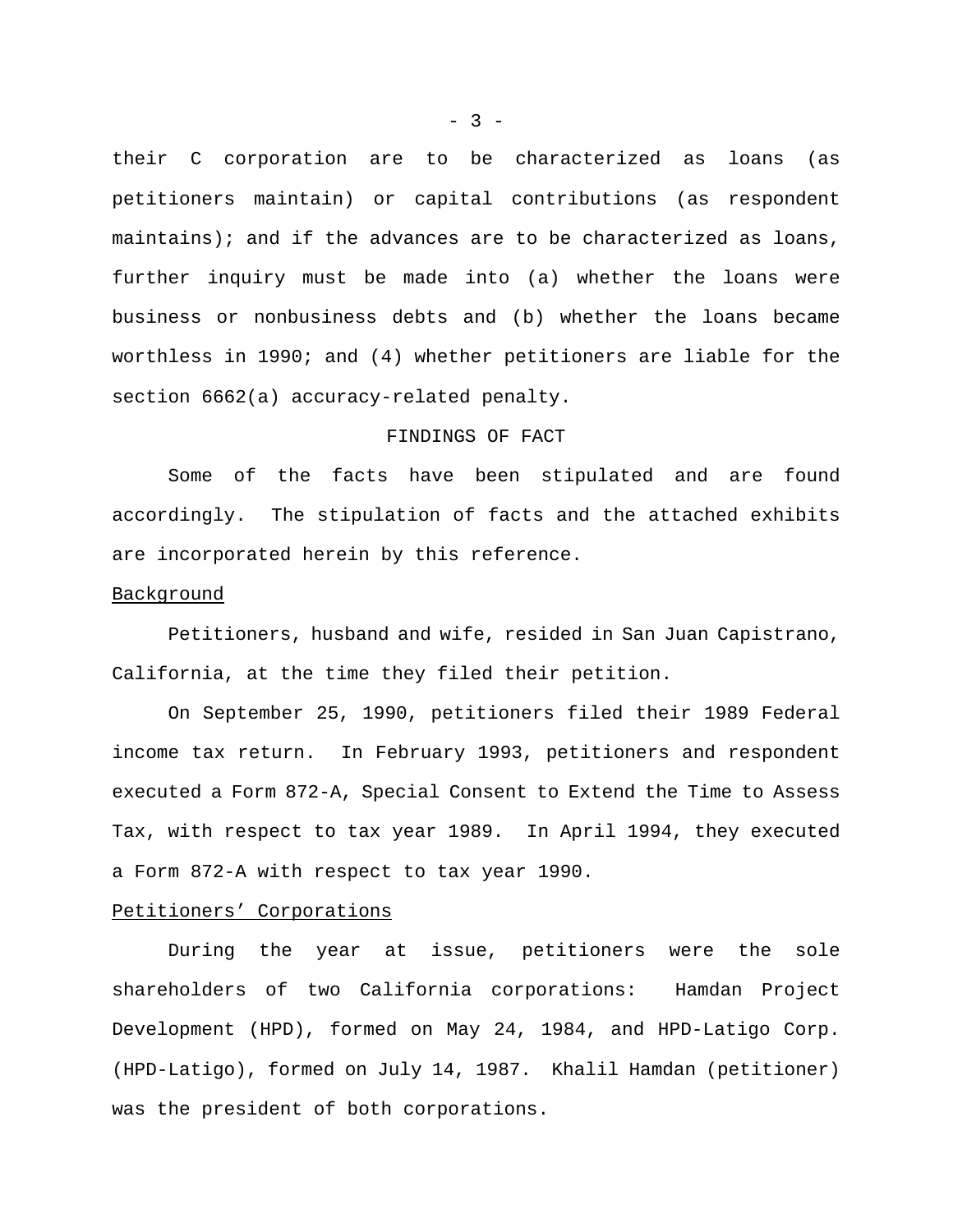their C corporation are to be characterized as loans (as petitioners maintain) or capital contributions (as respondent maintains); and if the advances are to be characterized as loans, further inquiry must be made into (a) whether the loans were business or nonbusiness debts and (b) whether the loans became worthless in 1990; and (4) whether petitioners are liable for the section 6662(a) accuracy-related penalty.

## FINDINGS OF FACT

Some of the facts have been stipulated and are found accordingly. The stipulation of facts and the attached exhibits are incorporated herein by this reference.

### Background

Petitioners, husband and wife, resided in San Juan Capistrano, California, at the time they filed their petition.

On September 25, 1990, petitioners filed their 1989 Federal income tax return. In February 1993, petitioners and respondent executed a Form 872-A, Special Consent to Extend the Time to Assess Tax, with respect to tax year 1989. In April 1994, they executed a Form 872-A with respect to tax year 1990.

### Petitioners' Corporations

During the year at issue, petitioners were the sole shareholders of two California corporations: Hamdan Project Development (HPD), formed on May 24, 1984, and HPD-Latigo Corp. (HPD-Latigo), formed on July 14, 1987. Khalil Hamdan (petitioner) was the president of both corporations.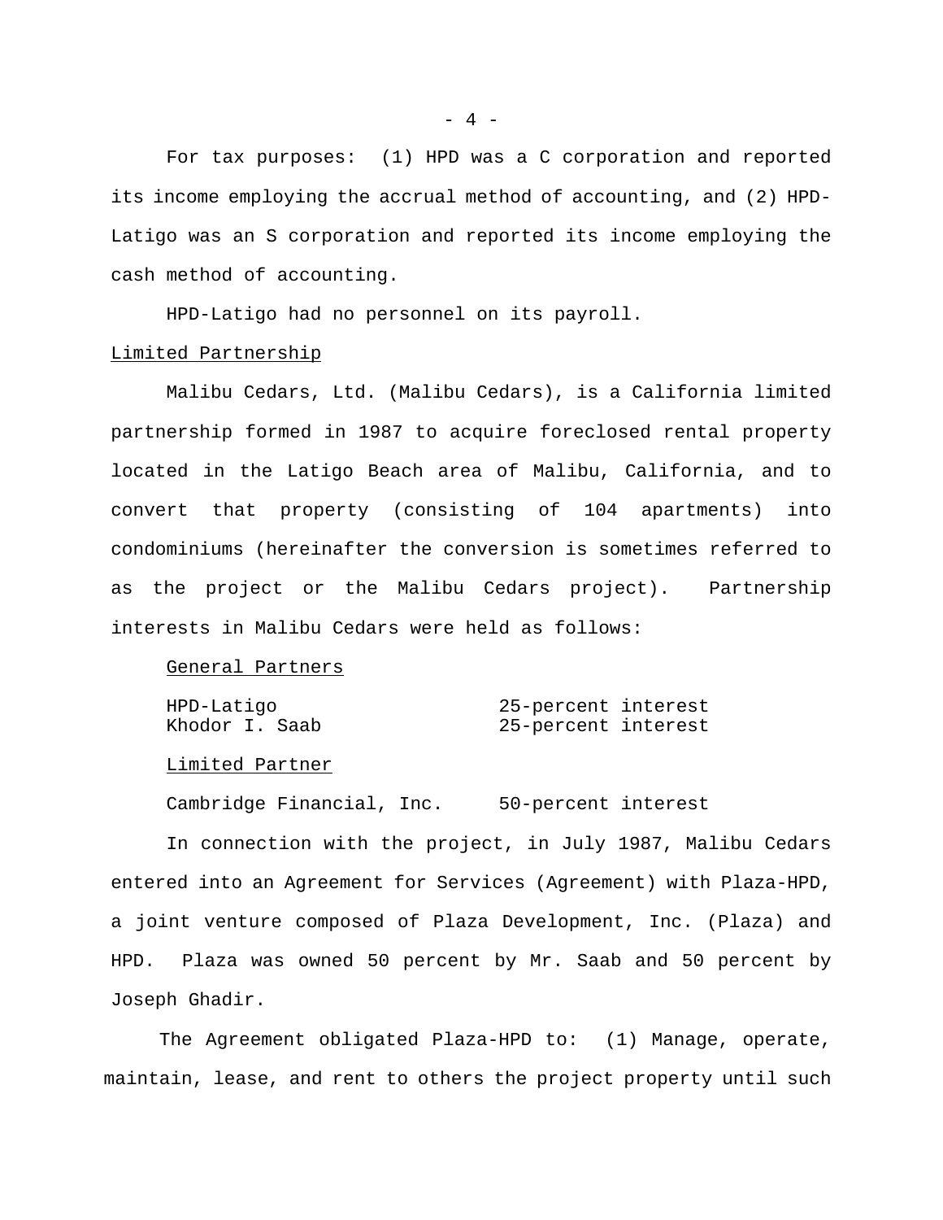For tax purposes: (1) HPD was a C corporation and reported its income employing the accrual method of accounting, and (2) HPD-Latigo was an S corporation and reported its income employing the cash method of accounting.

HPD-Latigo had no personnel on its payroll.

Limited Partnership

Malibu Cedars, Ltd. (Malibu Cedars), is a California limited partnership formed in 1987 to acquire foreclosed rental property located in the Latigo Beach area of Malibu, California, and to convert that property (consisting of 104 apartments) into condominiums (hereinafter the conversion is sometimes referred to as the project or the Malibu Cedars project). Partnership interests in Malibu Cedars were held as follows:

General Partners

| | |
|---|---|
| HPD-Latigo | 25-percent interest |
| Khodor I. Saab | 25-percent interest |

Limited Partner

| | |
|---|---|
| Cambridge Financial, Inc. | 50-percent interest |

In connection with the project, in July 1987, Malibu Cedars entered into an Agreement for Services (Agreement) with Plaza-HPD, a joint venture composed of Plaza Development, Inc. (Plaza) and HPD. Plaza was owned 50 percent by Mr. Saab and 50 percent by Joseph Ghadir.

The Agreement obligated Plaza-HPD to: (1) Manage, operate, maintain, lease, and rent to others the project property until such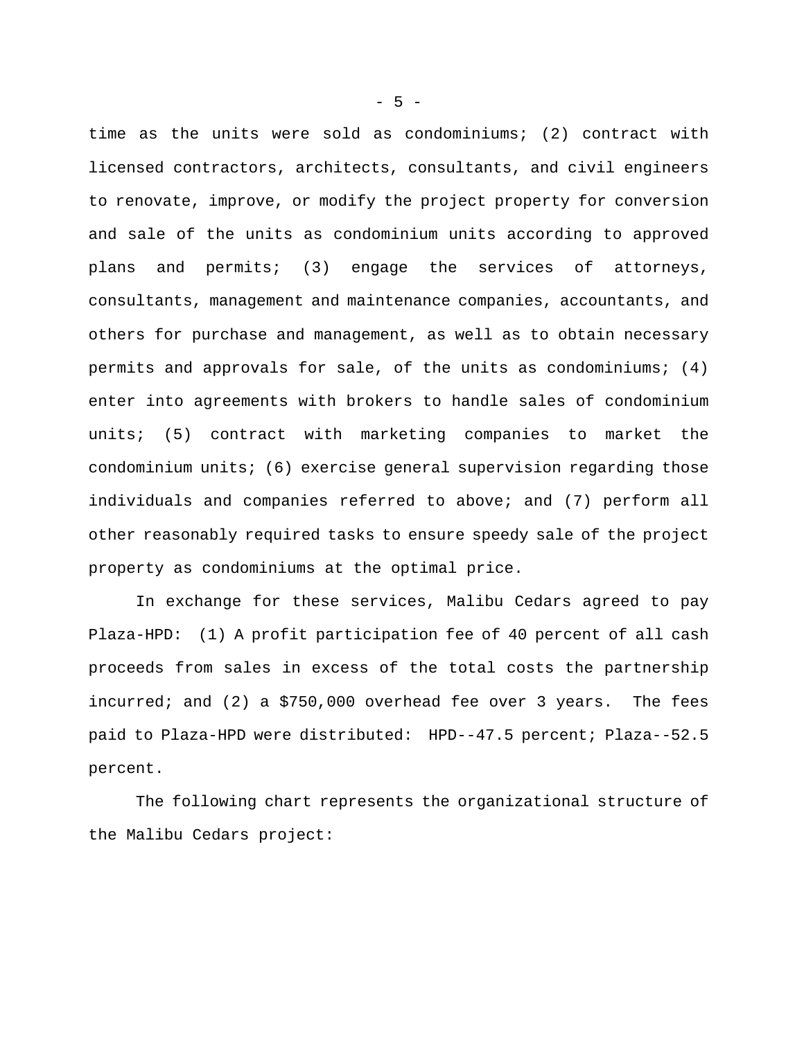time as the units were sold as condominiums; (2) contract with licensed contractors, architects, consultants, and civil engineers to renovate, improve, or modify the project property for conversion and sale of the units as condominium units according to approved plans and permits; (3) engage the services of attorneys, consultants, management and maintenance companies, accountants, and others for purchase and management, as well as to obtain necessary permits and approvals for sale, of the units as condominiums; (4) enter into agreements with brokers to handle sales of condominium units; (5) contract with marketing companies to market the condominium units; (6) exercise general supervision regarding those individuals and companies referred to above; and (7) perform all other reasonably required tasks to ensure speedy sale of the project property as condominiums at the optimal price.

In exchange for these services, Malibu Cedars agreed to pay Plaza-HPD: (1) A profit participation fee of 40 percent of all cash proceeds from sales in excess of the total costs the partnership incurred; and (2) a $750,000 overhead fee over 3 years. The fees paid to Plaza-HPD were distributed: HPD--47.5 percent; Plaza--52.5 percent.

The following chart represents the organizational structure of the Malibu Cedars project: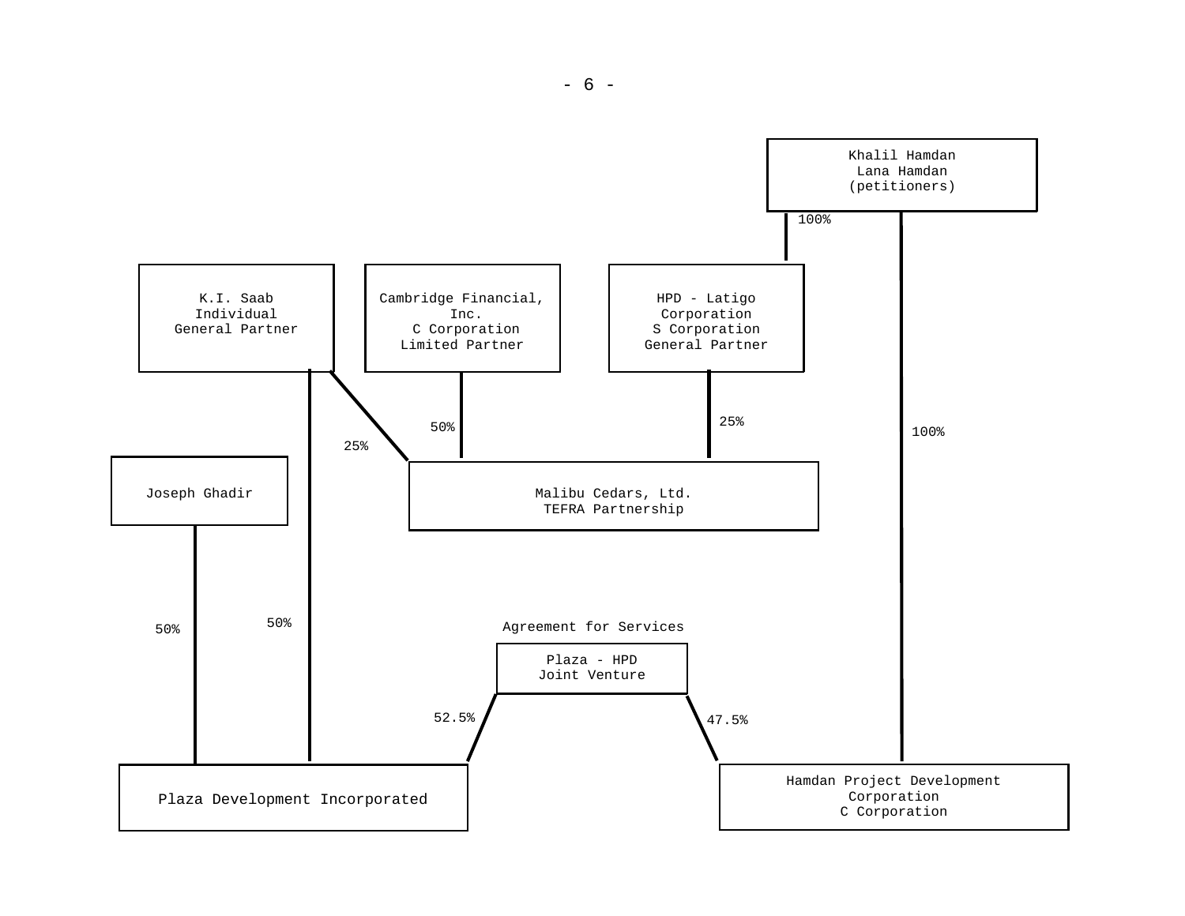Khalil Hamdan
Lana Hamdan
(petitioners)

100%

K.I. Saab
Individual
General Partner

Cambridge Financial,
Inc.
C Corporation
Limited Partner

HPD - Latigo
Corporation
S Corporation
General Partner

25%

50%

25%

100%

Joseph Ghadir

Malibu Cedars, Ltd.
TEFRA Partnership

50%

50%

Agreement for Services

Plaza - HPD
Joint Venture

52.5%

47.5%

Plaza Development Incorporated

Hamdan Project Development
Corporation
C Corporation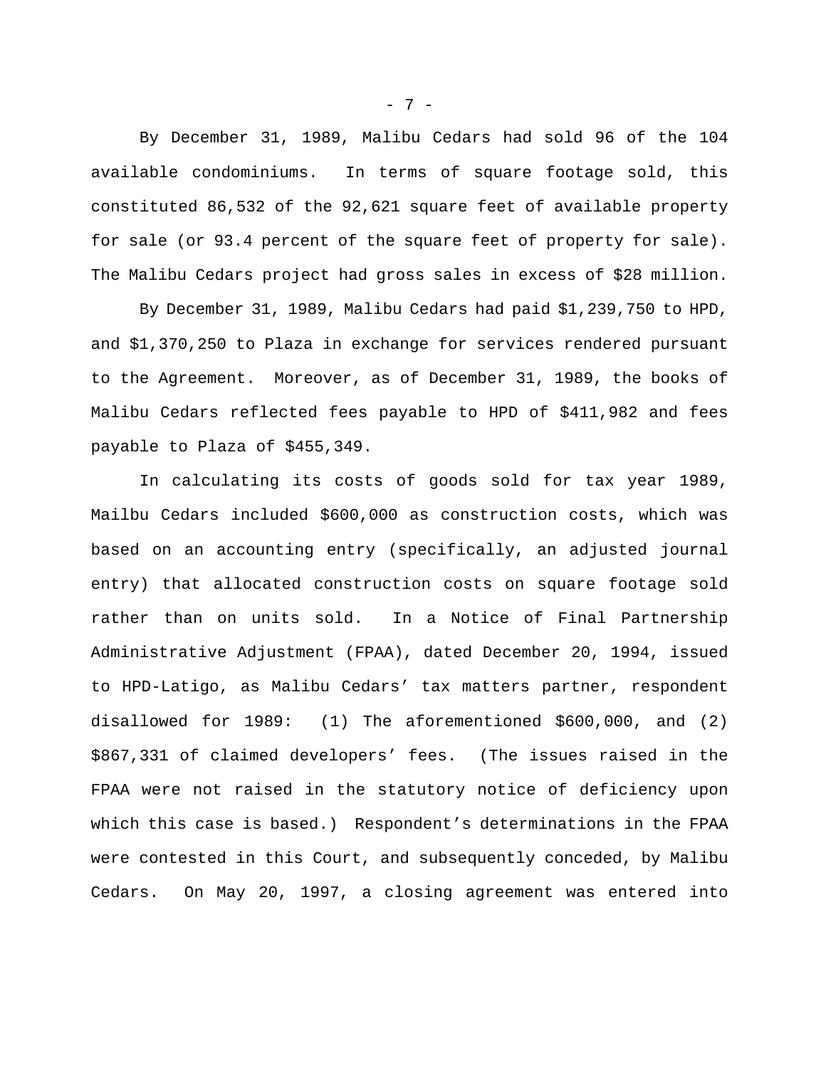By December 31, 1989, Malibu Cedars had sold 96 of the 104 available condominiums. In terms of square footage sold, this constituted 86,532 of the 92,621 square feet of available property for sale (or 93.4 percent of the square feet of property for sale). The Malibu Cedars project had gross sales in excess of $28 million.

By December 31, 1989, Malibu Cedars had paid $1,239,750 to HPD, and $1,370,250 to Plaza in exchange for services rendered pursuant to the Agreement. Moreover, as of December 31, 1989, the books of Malibu Cedars reflected fees payable to HPD of $411,982 and fees payable to Plaza of $455,349.

In calculating its costs of goods sold for tax year 1989, Mailbu Cedars included $600,000 as construction costs, which was based on an accounting entry (specifically, an adjusted journal entry) that allocated construction costs on square footage sold rather than on units sold. In a Notice of Final Partnership Administrative Adjustment (FPAA), dated December 20, 1994, issued to HPD-Latigo, as Malibu Cedars' tax matters partner, respondent disallowed for 1989: (1) The aforementioned $600,000, and (2) $867,331 of claimed developers' fees. (The issues raised in the FPAA were not raised in the statutory notice of deficiency upon which this case is based.) Respondent's determinations in the FPAA were contested in this Court, and subsequently conceded, by Malibu Cedars. On May 20, 1997, a closing agreement was entered into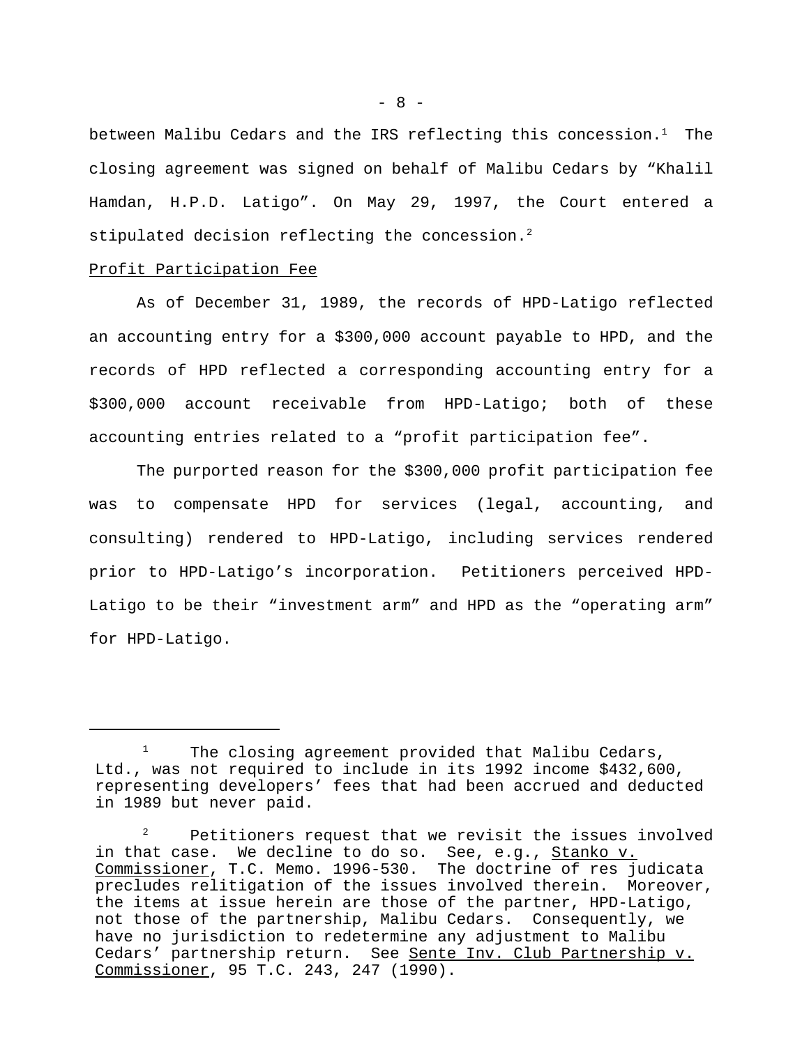between Malibu Cedars and the IRS reflecting this concession.[1] The closing agreement was signed on behalf of Malibu Cedars by "Khalil Hamdan, H.P.D. Latigo". On May 29, 1997, the Court entered a stipulated decision reflecting the concession.[2]

Profit Participation Fee

As of December 31, 1989, the records of HPD-Latigo reflected an accounting entry for a $300,000 account payable to HPD, and the records of HPD reflected a corresponding accounting entry for a $300,000 account receivable from HPD-Latigo; both of these accounting entries related to a "profit participation fee".

The purported reason for the $300,000 profit participation fee was to compensate HPD for services (legal, accounting, and consulting) rendered to HPD-Latigo, including services rendered prior to HPD-Latigo's incorporation. Petitioners perceived HPD-Latigo to be their "investment arm" and HPD as the "operating arm" for HPD-Latigo.

---

[1] The closing agreement provided that Malibu Cedars, Ltd., was not required to include in its 1992 income $432,600, representing developers' fees that had been accrued and deducted in 1989 but never paid.

[2] Petitioners request that we revisit the issues involved in that case. We decline to do so. See, e.g., Stanko v. Commissioner, T.C. Memo. 1996-530. The doctrine of res judicata precludes relitigation of the issues involved therein. Moreover, the items at issue herein are those of the partner, HPD-Latigo, not those of the partnership, Malibu Cedars. Consequently, we have no jurisdiction to redetermine any adjustment to Malibu Cedars' partnership return. See Sente Inv. Club Partnership v. Commissioner, 95 T.C. 243, 247 (1990).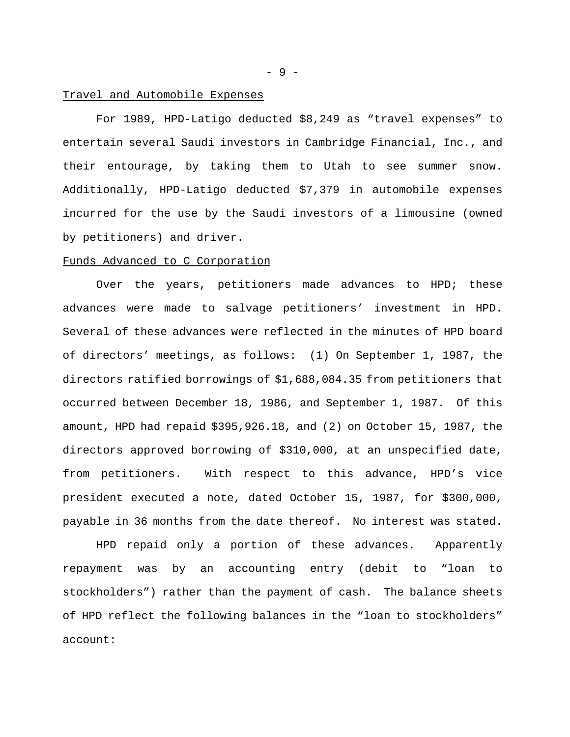## Travel and Automobile Expenses

For 1989, HPD-Latigo deducted $8,249 as “travel expenses” to entertain several Saudi investors in Cambridge Financial, Inc., and their entourage, by taking them to Utah to see summer snow. Additionally, HPD-Latigo deducted $7,379 in automobile expenses incurred for the use by the Saudi investors of a limousine (owned by petitioners) and driver.

## Funds Advanced to C Corporation

Over the years, petitioners made advances to HPD; these advances were made to salvage petitioners’ investment in HPD. Several of these advances were reflected in the minutes of HPD board of directors’ meetings, as follows: (1) On September 1, 1987, the directors ratified borrowings of $1,688,084.35 from petitioners that occurred between December 18, 1986, and September 1, 1987. Of this amount, HPD had repaid $395,926.18, and (2) on October 15, 1987, the directors approved borrowing of $310,000, at an unspecified date, from petitioners. With respect to this advance, HPD’s vice president executed a note, dated October 15, 1987, for $300,000, payable in 36 months from the date thereof. No interest was stated.

HPD repaid only a portion of these advances. Apparently repayment was by an accounting entry (debit to “loan to stockholders”) rather than the payment of cash. The balance sheets of HPD reflect the following balances in the “loan to stockholders” account: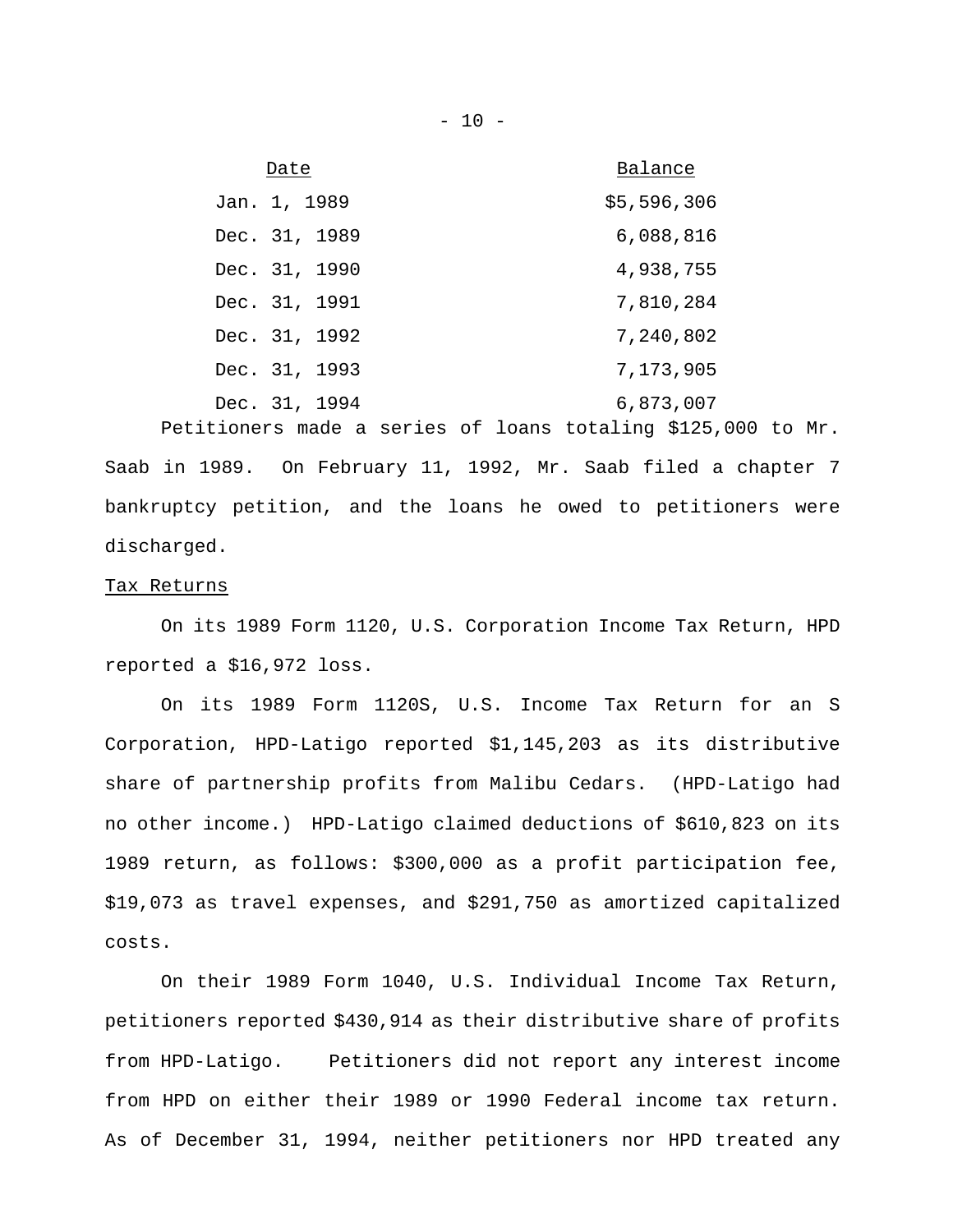| Date | Balance |
|---|---|
| Jan. 1, 1989 | $5,596,306 |
| Dec. 31, 1989 | 6,088,816 |
| Dec. 31, 1990 | 4,938,755 |
| Dec. 31, 1991 | 7,810,284 |
| Dec. 31, 1992 | 7,240,802 |
| Dec. 31, 1993 | 7,173,905 |
| Dec. 31, 1994 | 6,873,007 |

Petitioners made a series of loans totaling $125,000 to Mr. Saab in 1989. On February 11, 1992, Mr. Saab filed a chapter 7 bankruptcy petition, and the loans he owed to petitioners were discharged.

Tax Returns

On its 1989 Form 1120, U.S. Corporation Income Tax Return, HPD reported a $16,972 loss.

On its 1989 Form 1120S, U.S. Income Tax Return for an S Corporation, HPD-Latigo reported $1,145,203 as its distributive share of partnership profits from Malibu Cedars. (HPD-Latigo had no other income.) HPD-Latigo claimed deductions of $610,823 on its 1989 return, as follows: $300,000 as a profit participation fee, $19,073 as travel expenses, and $291,750 as amortized capitalized costs.

On their 1989 Form 1040, U.S. Individual Income Tax Return, petitioners reported $430,914 as their distributive share of profits from HPD-Latigo. Petitioners did not report any interest income from HPD on either their 1989 or 1990 Federal income tax return. As of December 31, 1994, neither petitioners nor HPD treated any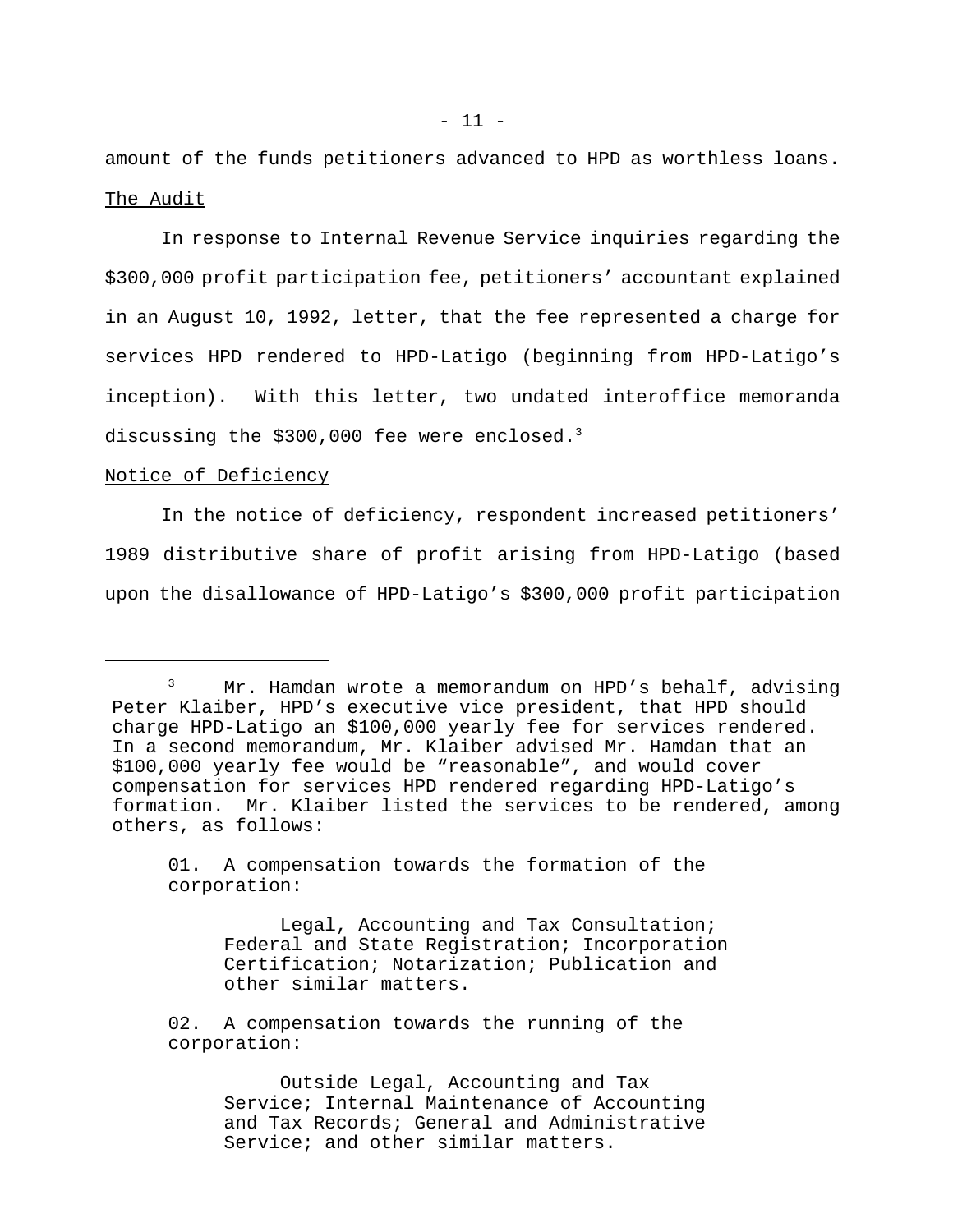amount of the funds petitioners advanced to HPD as worthless loans.

The Audit

In response to Internal Revenue Service inquiries regarding the $300,000 profit participation fee, petitioners' accountant explained in an August 10, 1992, letter, that the fee represented a charge for services HPD rendered to HPD-Latigo (beginning from HPD-Latigo's inception). With this letter, two undated interoffice memoranda discussing the $300,000 fee were enclosed.[3]

Notice of Deficiency

In the notice of deficiency, respondent increased petitioners' 1989 distributive share of profit arising from HPD-Latigo (based upon the disallowance of HPD-Latigo's $300,000 profit participation

---

[3] Mr. Hamdan wrote a memorandum on HPD's behalf, advising Peter Klaiber, HPD's executive vice president, that HPD should charge HPD-Latigo an $100,000 yearly fee for services rendered. In a second memorandum, Mr. Klaiber advised Mr. Hamdan that an $100,000 yearly fee would be "reasonable", and would cover compensation for services HPD rendered regarding HPD-Latigo's formation. Mr. Klaiber listed the services to be rendered, among others, as follows:

> 01. A compensation towards the formation of the corporation:
>
> > Legal, Accounting and Tax Consultation; Federal and State Registration; Incorporation Certification; Notarization; Publication and other similar matters.
>
> 02. A compensation towards the running of the corporation:
>
> > Outside Legal, Accounting and Tax Service; Internal Maintenance of Accounting and Tax Records; General and Administrative Service; and other similar matters.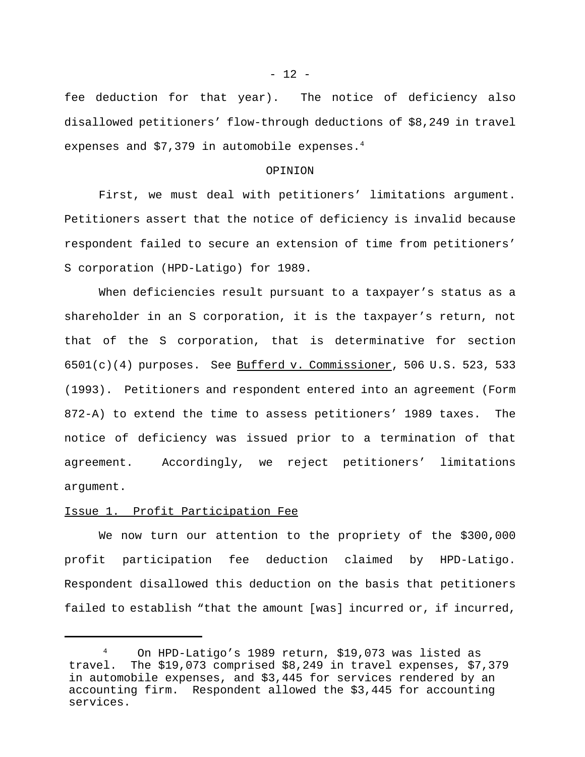fee deduction for that year). The notice of deficiency also disallowed petitioners' flow-through deductions of $8,249 in travel expenses and $7,379 in automobile expenses.[4]

OPINION

First, we must deal with petitioners' limitations argument. Petitioners assert that the notice of deficiency is invalid because respondent failed to secure an extension of time from petitioners' S corporation (HPD-Latigo) for 1989.

When deficiencies result pursuant to a taxpayer's status as a shareholder in an S corporation, it is the taxpayer's return, not that of the S corporation, that is determinative for section 6501(c)(4) purposes. See Bufferd v. Commissioner, 506 U.S. 523, 533 (1993). Petitioners and respondent entered into an agreement (Form 872-A) to extend the time to assess petitioners' 1989 taxes. The notice of deficiency was issued prior to a termination of that agreement. Accordingly, we reject petitioners' limitations argument.

Issue 1. Profit Participation Fee

We now turn our attention to the propriety of the $300,000 profit participation fee deduction claimed by HPD-Latigo. Respondent disallowed this deduction on the basis that petitioners failed to establish "that the amount [was] incurred or, if incurred,

---

[4] On HPD-Latigo's 1989 return, $19,073 was listed as travel. The $19,073 comprised $8,249 in travel expenses, $7,379 in automobile expenses, and $3,445 for services rendered by an accounting firm. Respondent allowed the $3,445 for accounting services.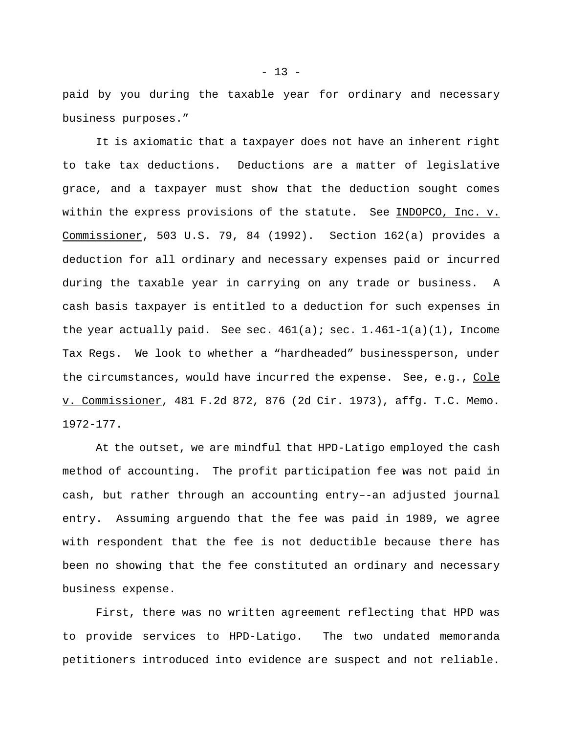paid by you during the taxable year for ordinary and necessary business purposes."

It is axiomatic that a taxpayer does not have an inherent right to take tax deductions. Deductions are a matter of legislative grace, and a taxpayer must show that the deduction sought comes within the express provisions of the statute. See INDOPCO, Inc. v. Commissioner, 503 U.S. 79, 84 (1992). Section 162(a) provides a deduction for all ordinary and necessary expenses paid or incurred during the taxable year in carrying on any trade or business. A cash basis taxpayer is entitled to a deduction for such expenses in the year actually paid. See sec. 461(a); sec. 1.461-1(a)(1), Income Tax Regs. We look to whether a "hardheaded" businessperson, under the circumstances, would have incurred the expense. See, e.g., Cole v. Commissioner, 481 F.2d 872, 876 (2d Cir. 1973), affg. T.C. Memo. 1972-177.

At the outset, we are mindful that HPD-Latigo employed the cash method of accounting. The profit participation fee was not paid in cash, but rather through an accounting entry–-an adjusted journal entry. Assuming arguendo that the fee was paid in 1989, we agree with respondent that the fee is not deductible because there has been no showing that the fee constituted an ordinary and necessary business expense.

First, there was no written agreement reflecting that HPD was to provide services to HPD-Latigo. The two undated memoranda petitioners introduced into evidence are suspect and not reliable.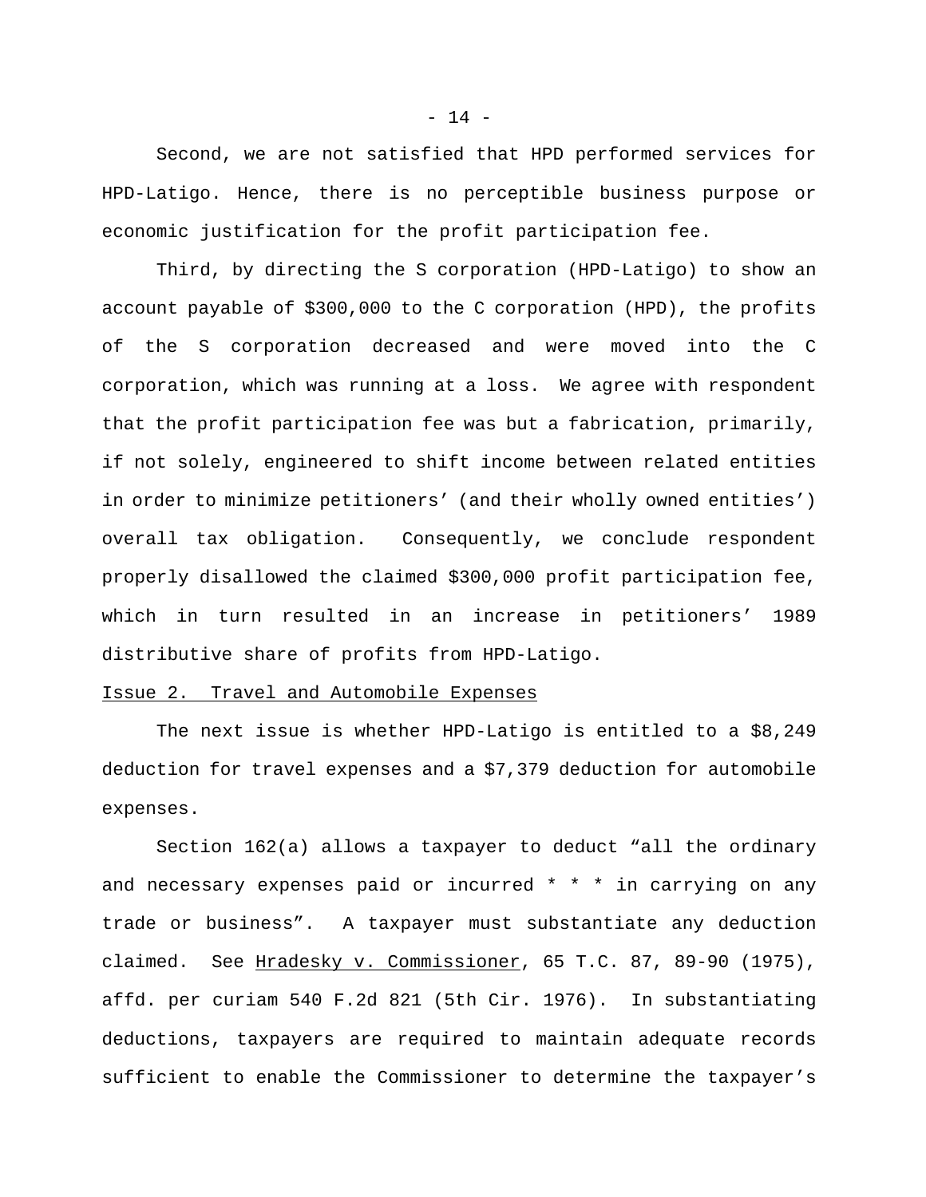Second, we are not satisfied that HPD performed services for HPD-Latigo. Hence, there is no perceptible business purpose or economic justification for the profit participation fee.

Third, by directing the S corporation (HPD-Latigo) to show an account payable of $300,000 to the C corporation (HPD), the profits of the S corporation decreased and were moved into the C corporation, which was running at a loss. We agree with respondent that the profit participation fee was but a fabrication, primarily, if not solely, engineered to shift income between related entities in order to minimize petitioners' (and their wholly owned entities') overall tax obligation. Consequently, we conclude respondent properly disallowed the claimed $300,000 profit participation fee, which in turn resulted in an increase in petitioners' 1989 distributive share of profits from HPD-Latigo.

Issue 2. Travel and Automobile Expenses

The next issue is whether HPD-Latigo is entitled to a $8,249 deduction for travel expenses and a $7,379 deduction for automobile expenses.

Section 162(a) allows a taxpayer to deduct "all the ordinary and necessary expenses paid or incurred * * * in carrying on any trade or business". A taxpayer must substantiate any deduction claimed. See Hradesky v. Commissioner, 65 T.C. 87, 89-90 (1975), affd. per curiam 540 F.2d 821 (5th Cir. 1976). In substantiating deductions, taxpayers are required to maintain adequate records sufficient to enable the Commissioner to determine the taxpayer's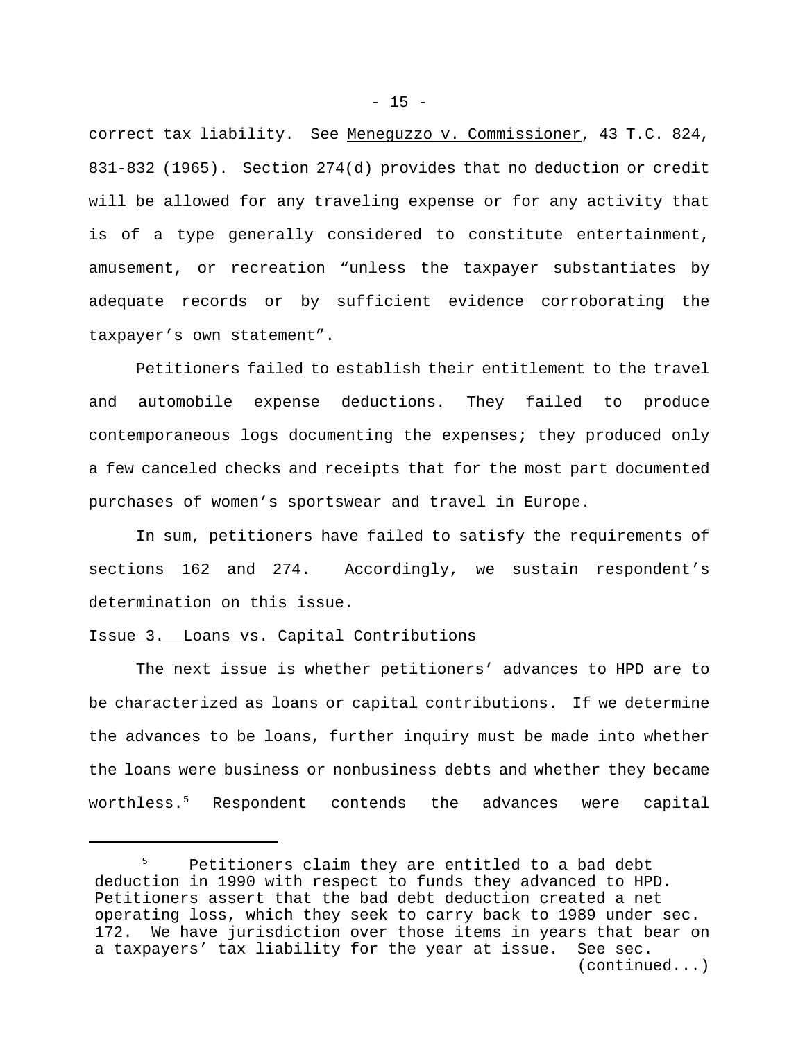correct tax liability. See Meneguzzo v. Commissioner, 43 T.C. 824, 831-832 (1965). Section 274(d) provides that no deduction or credit will be allowed for any traveling expense or for any activity that is of a type generally considered to constitute entertainment, amusement, or recreation “unless the taxpayer substantiates by adequate records or by sufficient evidence corroborating the taxpayer’s own statement”.

Petitioners failed to establish their entitlement to the travel and automobile expense deductions. They failed to produce contemporaneous logs documenting the expenses; they produced only a few canceled checks and receipts that for the most part documented purchases of women’s sportswear and travel in Europe.

In sum, petitioners have failed to satisfy the requirements of sections 162 and 274. Accordingly, we sustain respondent’s determination on this issue.

Issue 3. Loans vs. Capital Contributions

The next issue is whether petitioners’ advances to HPD are to be characterized as loans or capital contributions. If we determine the advances to be loans, further inquiry must be made into whether the loans were business or nonbusiness debts and whether they became worthless.[5] Respondent contends the advances were capital

---

[5] Petitioners claim they are entitled to a bad debt deduction in 1990 with respect to funds they advanced to HPD. Petitioners assert that the bad debt deduction created a net operating loss, which they seek to carry back to 1989 under sec. 172. We have jurisdiction over those items in years that bear on a taxpayers’ tax liability for the year at issue. See sec. (continued...)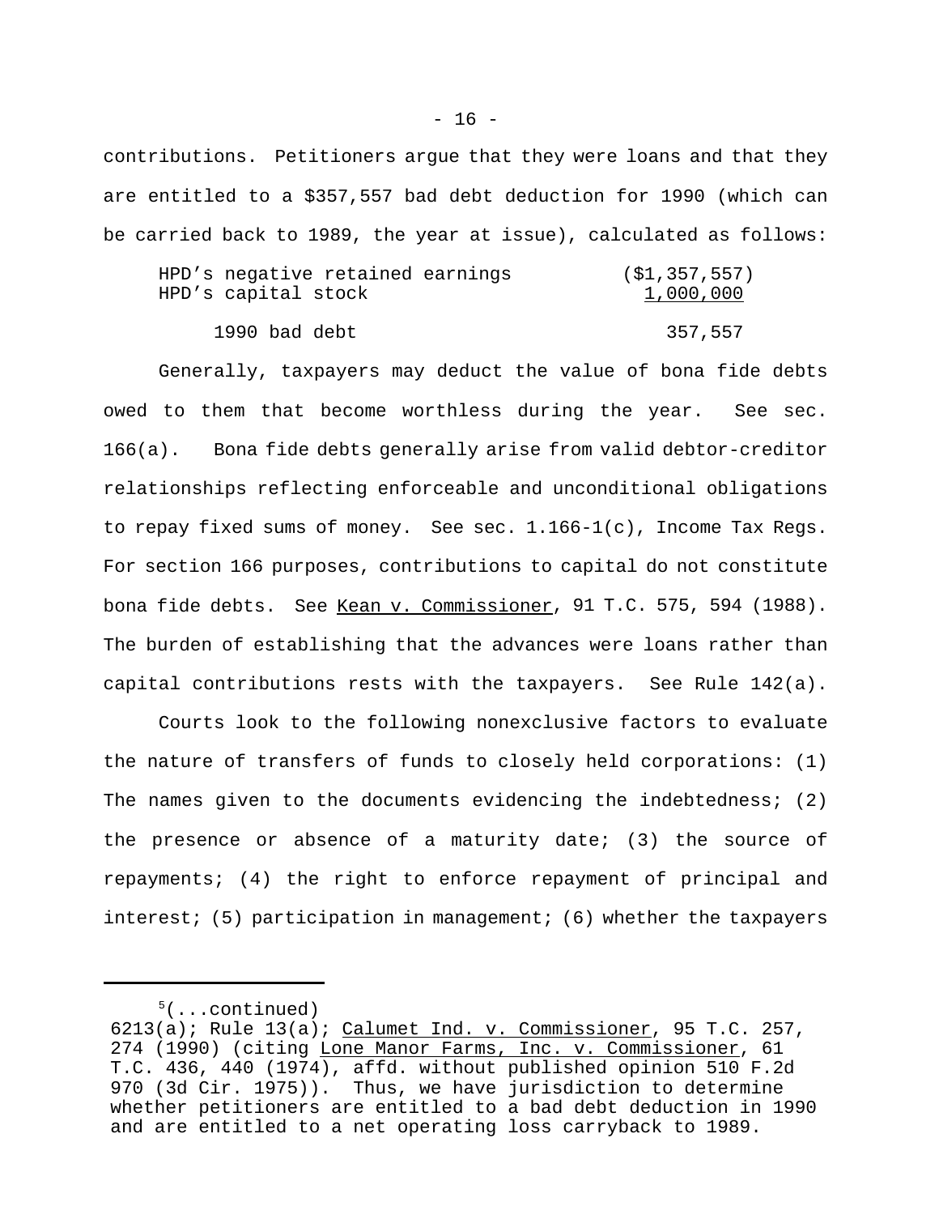contributions. Petitioners argue that they were loans and that they are entitled to a $357,557 bad debt deduction for 1990 (which can be carried back to 1989, the year at issue), calculated as follows:

| | |
|---|---|
| HPD's negative retained earnings | ($1,357,557) |
| HPD's capital stock | 1,000,000 |
| 1990 bad debt | 357,557 |

Generally, taxpayers may deduct the value of bona fide debts owed to them that become worthless during the year. See sec. 166(a). Bona fide debts generally arise from valid debtor-creditor relationships reflecting enforceable and unconditional obligations to repay fixed sums of money. See sec. 1.166-1(c), Income Tax Regs. For section 166 purposes, contributions to capital do not constitute bona fide debts. See Kean v. Commissioner, 91 T.C. 575, 594 (1988). The burden of establishing that the advances were loans rather than capital contributions rests with the taxpayers. See Rule 142(a).

Courts look to the following nonexclusive factors to evaluate the nature of transfers of funds to closely held corporations: (1) The names given to the documents evidencing the indebtedness; (2) the presence or absence of a maturity date; (3) the source of repayments; (4) the right to enforce repayment of principal and interest; (5) participation in management; (6) whether the taxpayers

[5](...continued)
6213(a); Rule 13(a); Calumet Ind. v. Commissioner, 95 T.C. 257, 274 (1990) (citing Lone Manor Farms, Inc. v. Commissioner, 61 T.C. 436, 440 (1974), affd. without published opinion 510 F.2d 970 (3d Cir. 1975)). Thus, we have jurisdiction to determine whether petitioners are entitled to a bad debt deduction in 1990 and are entitled to a net operating loss carryback to 1989.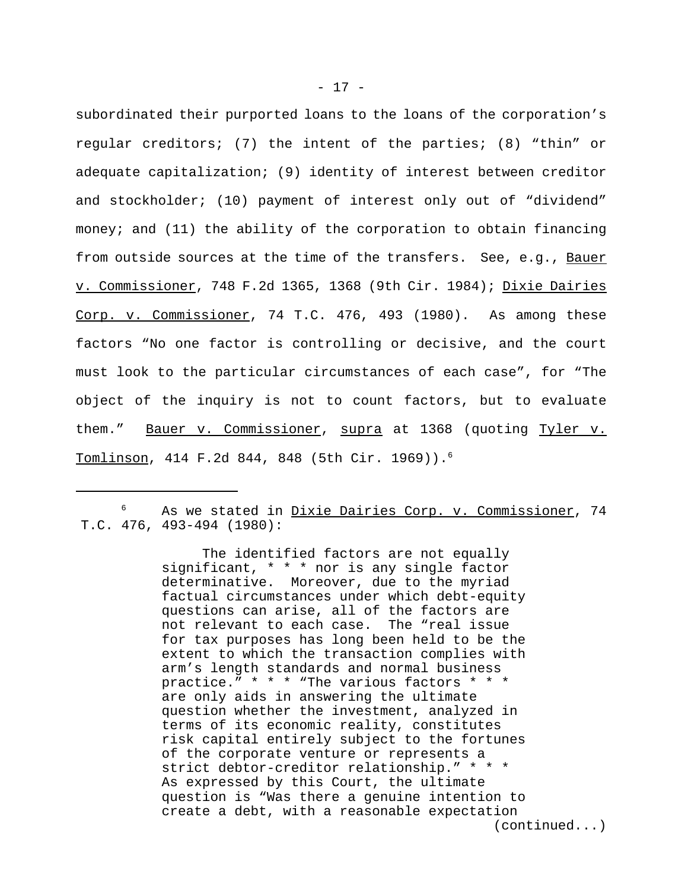subordinated their purported loans to the loans of the corporation's regular creditors; (7) the intent of the parties; (8) "thin" or adequate capitalization; (9) identity of interest between creditor and stockholder; (10) payment of interest only out of "dividend" money; and (11) the ability of the corporation to obtain financing from outside sources at the time of the transfers. See, e.g., Bauer v. Commissioner, 748 F.2d 1365, 1368 (9th Cir. 1984); Dixie Dairies Corp. v. Commissioner, 74 T.C. 476, 493 (1980). As among these factors "No one factor is controlling or decisive, and the court must look to the particular circumstances of each case", for "The object of the inquiry is not to count factors, but to evaluate them." Bauer v. Commissioner, supra at 1368 (quoting Tyler v. Tomlinson, 414 F.2d 844, 848 (5th Cir. 1969)).[6]

---

[6] As we stated in Dixie Dairies Corp. v. Commissioner, 74 T.C. 476, 493-494 (1980):

> The identified factors are not equally significant, * * * nor is any single factor determinative. Moreover, due to the myriad factual circumstances under which debt-equity questions can arise, all of the factors are not relevant to each case. The "real issue for tax purposes has long been held to be the extent to which the transaction complies with arm's length standards and normal business practice." * * * "The various factors * * * are only aids in answering the ultimate question whether the investment, analyzed in terms of its economic reality, constitutes risk capital entirely subject to the fortunes of the corporate venture or represents a strict debtor-creditor relationship." * * * As expressed by this Court, the ultimate question is "Was there a genuine intention to create a debt, with a reasonable expectation

(continued...)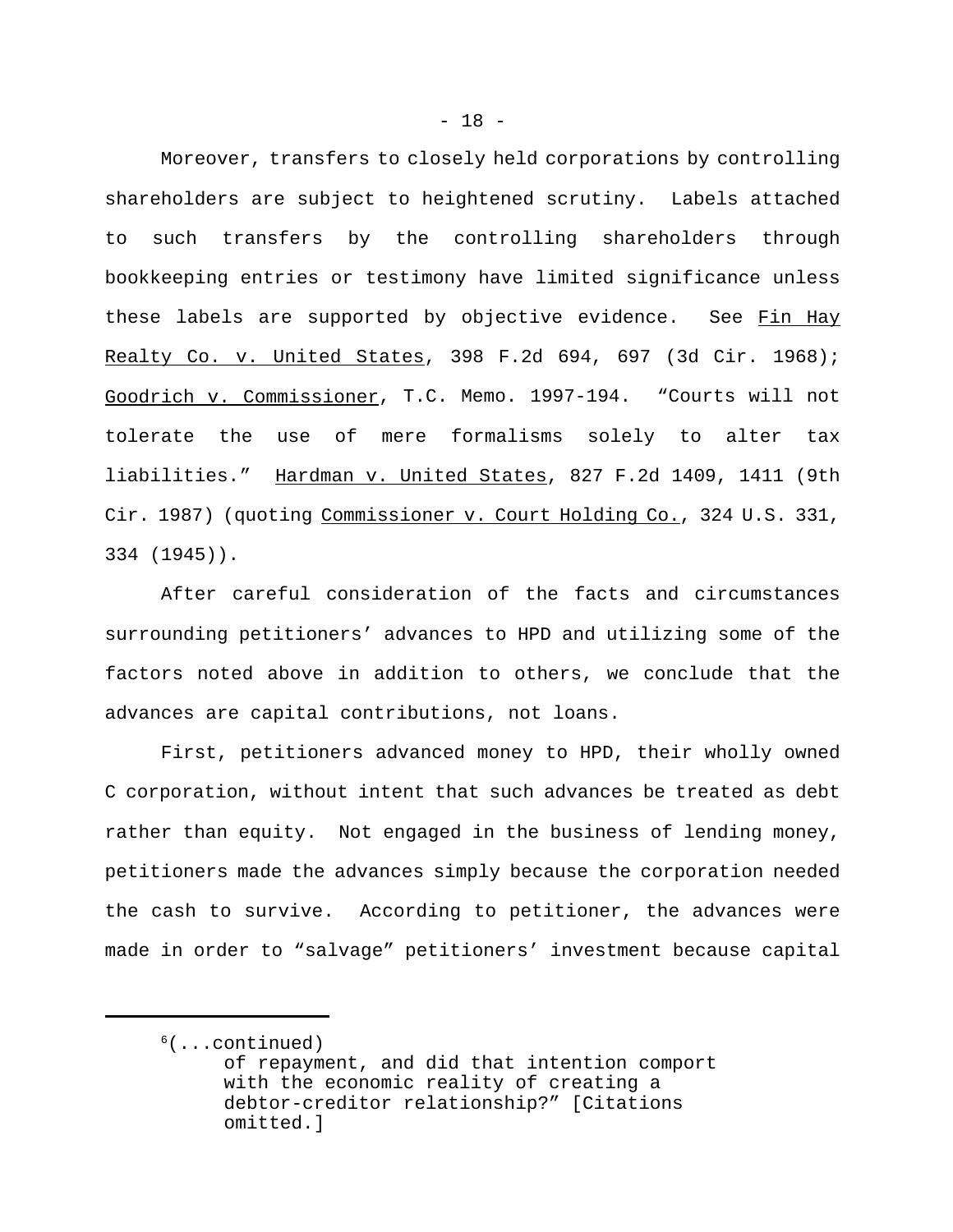Moreover, transfers to closely held corporations by controlling shareholders are subject to heightened scrutiny. Labels attached to such transfers by the controlling shareholders through bookkeeping entries or testimony have limited significance unless these labels are supported by objective evidence. See Fin Hay Realty Co. v. United States, 398 F.2d 694, 697 (3d Cir. 1968); Goodrich v. Commissioner, T.C. Memo. 1997-194. "Courts will not tolerate the use of mere formalisms solely to alter tax liabilities." Hardman v. United States, 827 F.2d 1409, 1411 (9th Cir. 1987) (quoting Commissioner v. Court Holding Co., 324 U.S. 331, 334 (1945)).

After careful consideration of the facts and circumstances surrounding petitioners' advances to HPD and utilizing some of the factors noted above in addition to others, we conclude that the advances are capital contributions, not loans.

First, petitioners advanced money to HPD, their wholly owned C corporation, without intent that such advances be treated as debt rather than equity. Not engaged in the business of lending money, petitioners made the advances simply because the corporation needed the cash to survive. According to petitioner, the advances were made in order to "salvage" petitioners' investment because capital

---

[6](...continued)
of repayment, and did that intention comport with the economic reality of creating a debtor-creditor relationship?" [Citations omitted.]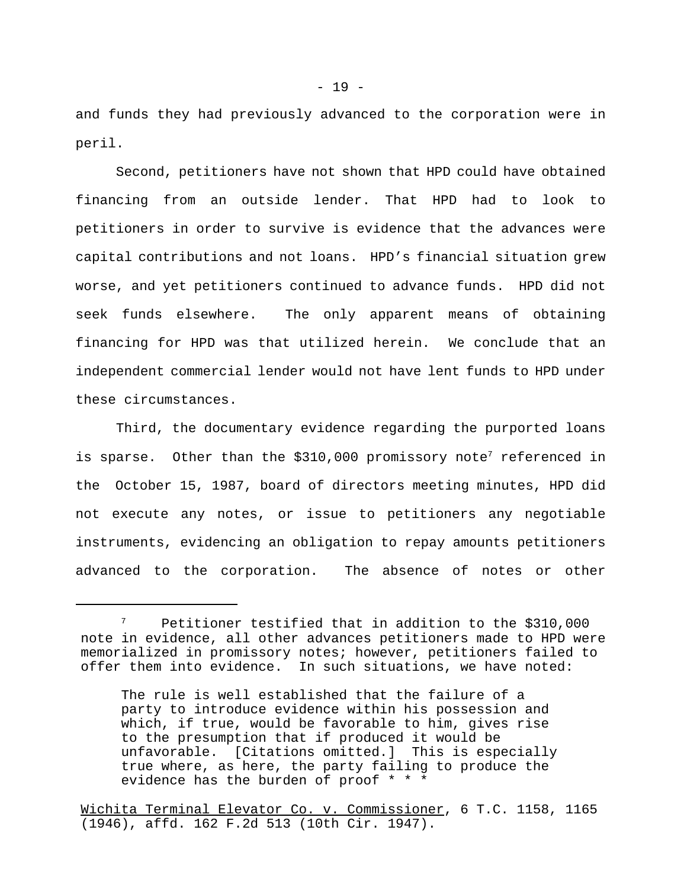and funds they had previously advanced to the corporation were in peril.

Second, petitioners have not shown that HPD could have obtained financing from an outside lender. That HPD had to look to petitioners in order to survive is evidence that the advances were capital contributions and not loans. HPD's financial situation grew worse, and yet petitioners continued to advance funds. HPD did not seek funds elsewhere. The only apparent means of obtaining financing for HPD was that utilized herein. We conclude that an independent commercial lender would not have lent funds to HPD under these circumstances.

Third, the documentary evidence regarding the purported loans is sparse. Other than the $310,000 promissory note[7] referenced in the October 15, 1987, board of directors meeting minutes, HPD did not execute any notes, or issue to petitioners any negotiable instruments, evidencing an obligation to repay amounts petitioners advanced to the corporation. The absence of notes or other

---

[7] Petitioner testified that in addition to the $310,000 note in evidence, all other advances petitioners made to HPD were memorialized in promissory notes; however, petitioners failed to offer them into evidence. In such situations, we have noted:

> The rule is well established that the failure of a party to introduce evidence within his possession and which, if true, would be favorable to him, gives rise to the presumption that if produced it would be unfavorable. [Citations omitted.] This is especially true where, as here, the party failing to produce the evidence has the burden of proof * * *

Wichita Terminal Elevator Co. v. Commissioner, 6 T.C. 1158, 1165 (1946), affd. 162 F.2d 513 (10th Cir. 1947).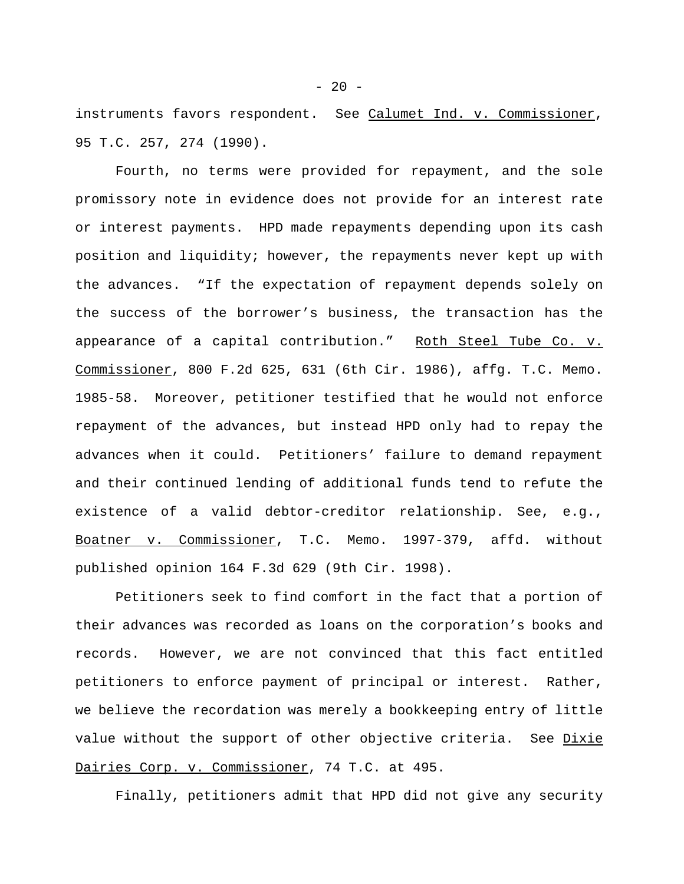instruments favors respondent. See Calumet Ind. v. Commissioner, 95 T.C. 257, 274 (1990).

Fourth, no terms were provided for repayment, and the sole promissory note in evidence does not provide for an interest rate or interest payments. HPD made repayments depending upon its cash position and liquidity; however, the repayments never kept up with the advances. "If the expectation of repayment depends solely on the success of the borrower's business, the transaction has the appearance of a capital contribution." Roth Steel Tube Co. v. Commissioner, 800 F.2d 625, 631 (6th Cir. 1986), affg. T.C. Memo. 1985-58. Moreover, petitioner testified that he would not enforce repayment of the advances, but instead HPD only had to repay the advances when it could. Petitioners' failure to demand repayment and their continued lending of additional funds tend to refute the existence of a valid debtor-creditor relationship. See, e.g., Boatner v. Commissioner, T.C. Memo. 1997-379, affd. without published opinion 164 F.3d 629 (9th Cir. 1998).

Petitioners seek to find comfort in the fact that a portion of their advances was recorded as loans on the corporation's books and records. However, we are not convinced that this fact entitled petitioners to enforce payment of principal or interest. Rather, we believe the recordation was merely a bookkeeping entry of little value without the support of other objective criteria. See Dixie Dairies Corp. v. Commissioner, 74 T.C. at 495.

Finally, petitioners admit that HPD did not give any security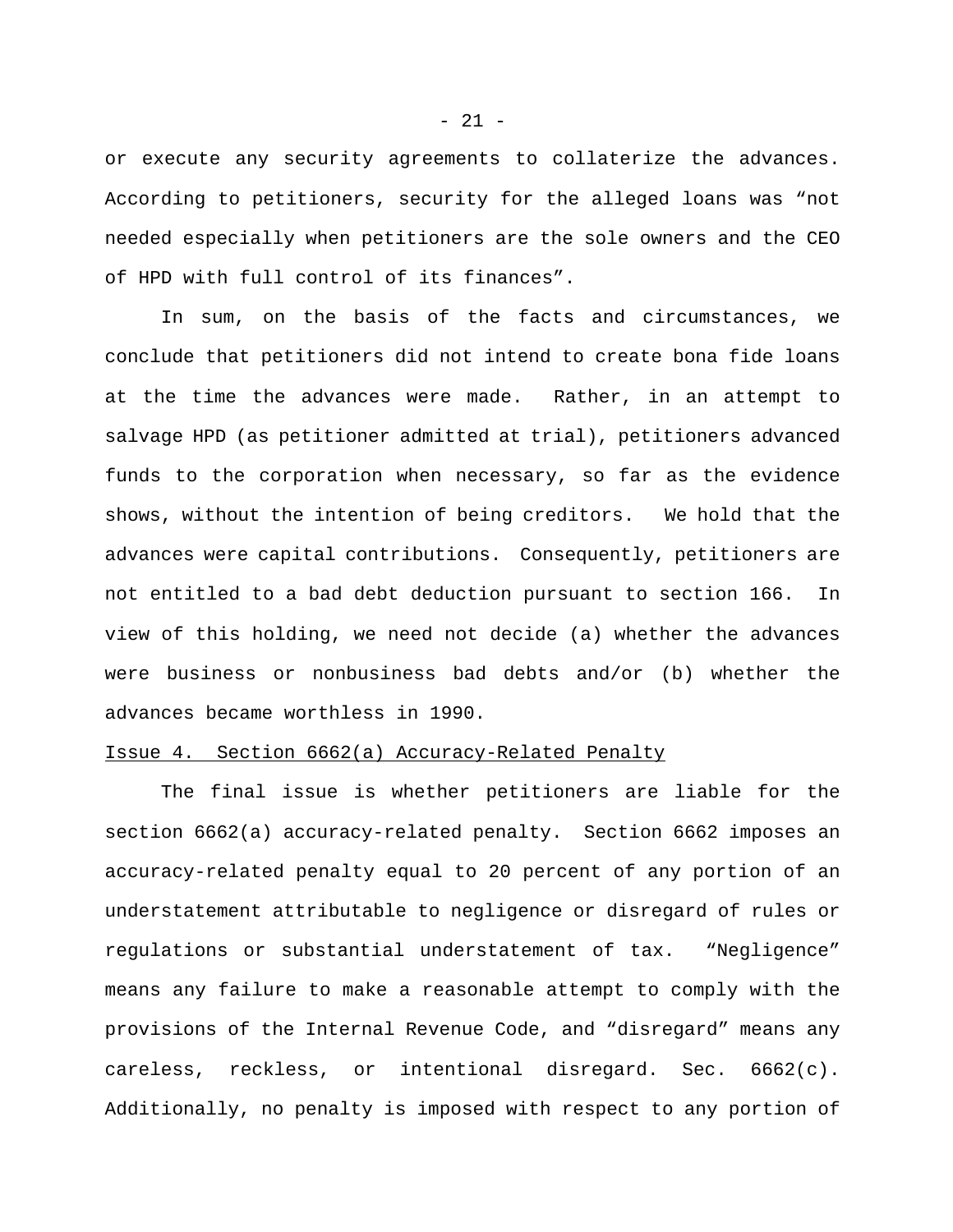or execute any security agreements to collaterize the advances. According to petitioners, security for the alleged loans was "not needed especially when petitioners are the sole owners and the CEO of HPD with full control of its finances".

In sum, on the basis of the facts and circumstances, we conclude that petitioners did not intend to create bona fide loans at the time the advances were made. Rather, in an attempt to salvage HPD (as petitioner admitted at trial), petitioners advanced funds to the corporation when necessary, so far as the evidence shows, without the intention of being creditors. We hold that the advances were capital contributions. Consequently, petitioners are not entitled to a bad debt deduction pursuant to section 166. In view of this holding, we need not decide (a) whether the advances were business or nonbusiness bad debts and/or (b) whether the advances became worthless in 1990.

Issue 4. Section 6662(a) Accuracy-Related Penalty

The final issue is whether petitioners are liable for the section 6662(a) accuracy-related penalty. Section 6662 imposes an accuracy-related penalty equal to 20 percent of any portion of an understatement attributable to negligence or disregard of rules or regulations or substantial understatement of tax. "Negligence" means any failure to make a reasonable attempt to comply with the provisions of the Internal Revenue Code, and "disregard" means any careless, reckless, or intentional disregard. Sec. 6662(c). Additionally, no penalty is imposed with respect to any portion of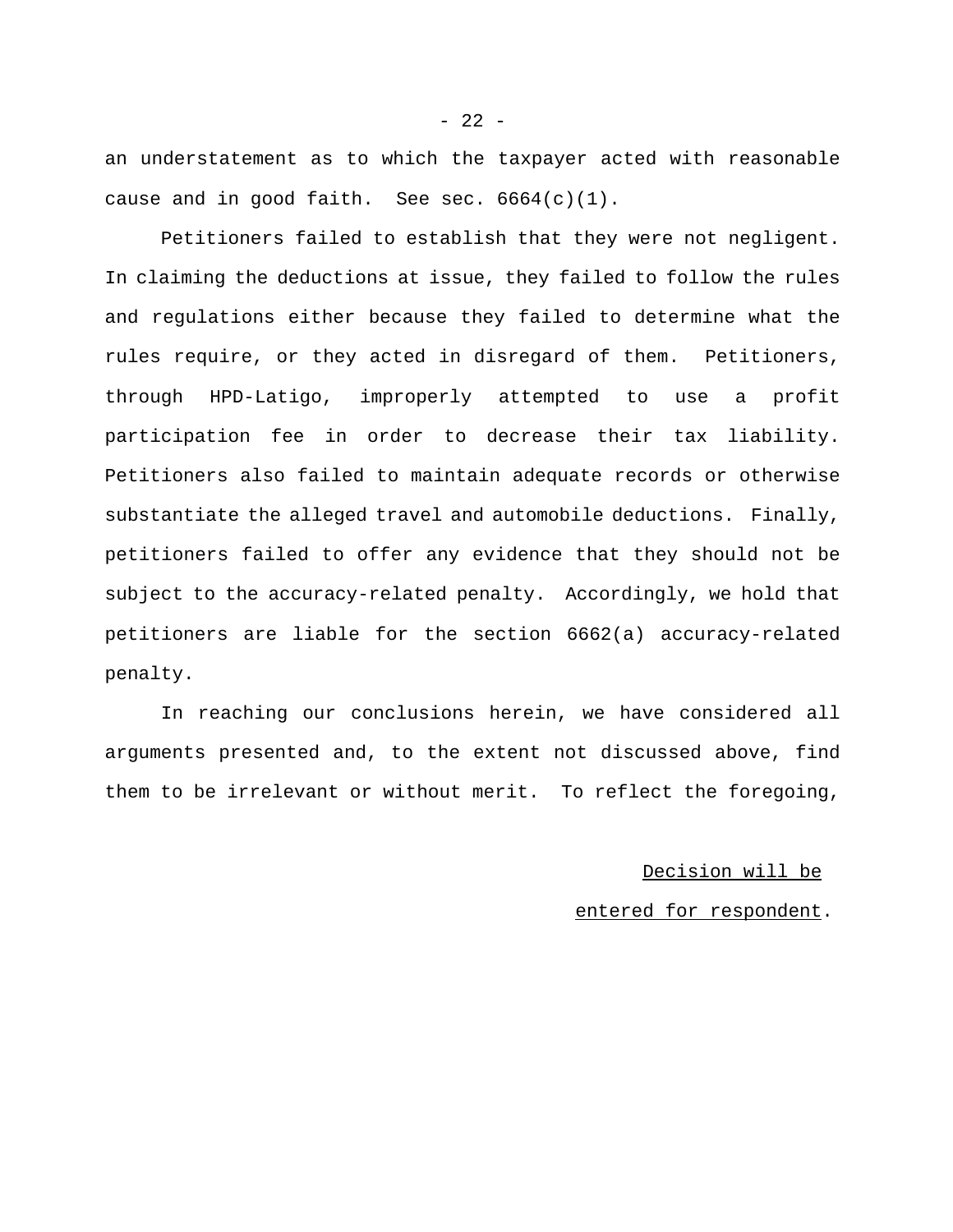an understatement as to which the taxpayer acted with reasonable cause and in good faith. See sec. 6664(c)(1).

Petitioners failed to establish that they were not negligent. In claiming the deductions at issue, they failed to follow the rules and regulations either because they failed to determine what the rules require, or they acted in disregard of them. Petitioners, through HPD-Latigo, improperly attempted to use a profit participation fee in order to decrease their tax liability. Petitioners also failed to maintain adequate records or otherwise substantiate the alleged travel and automobile deductions. Finally, petitioners failed to offer any evidence that they should not be subject to the accuracy-related penalty. Accordingly, we hold that petitioners are liable for the section 6662(a) accuracy-related penalty.

In reaching our conclusions herein, we have considered all arguments presented and, to the extent not discussed above, find them to be irrelevant or without merit. To reflect the foregoing,

<u>Decision will be</u>

<u>entered for respondent</u>.